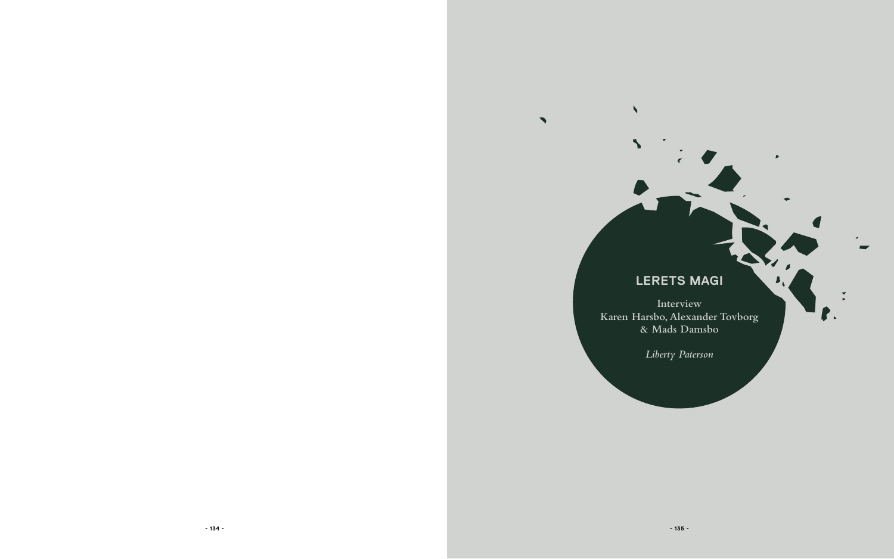# LERETS MAGI

**Interview**
**Karen Harsbo, Alexander Tovborg & Mads Damsbo**

*Liberty Paterson*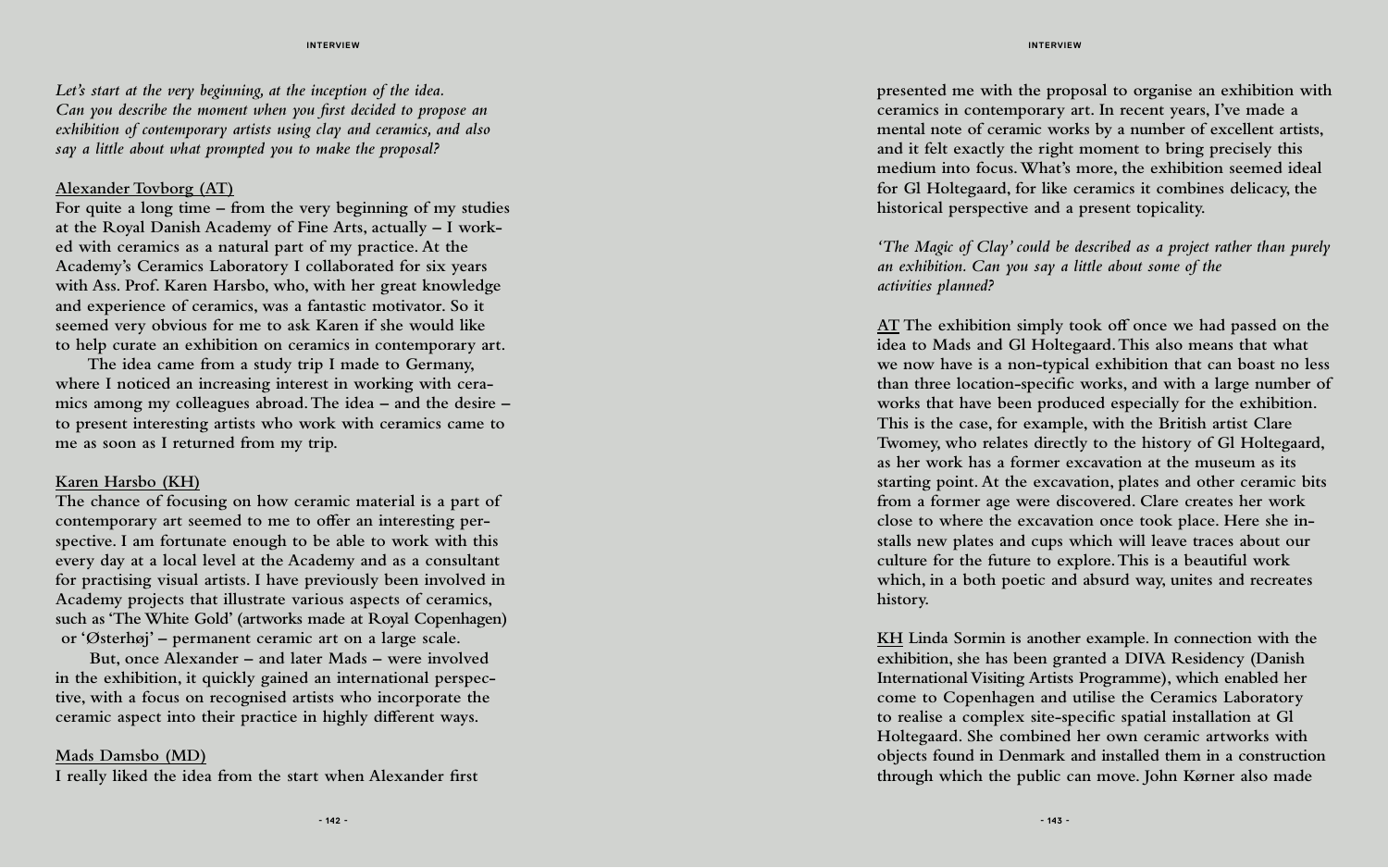*Let's start at the very beginning, at the inception of the idea. Can you describe the moment when you first decided to propose an exhibition of contemporary artists using clay and ceramics, and also say a little about what prompted you to make the proposal?*

**Alexander Tovborg (AT)**

**For quite a long time – from the very beginning of my studies at the Royal Danish Academy of Fine Arts, actually – I worked with ceramics as a natural part of my practice. At the Academy's Ceramics Laboratory I collaborated for six years with Ass. Prof. Karen Harsbo, who, with her great knowledge and experience of ceramics, was a fantastic motivator. So it seemed very obvious for me to ask Karen if she would like to help curate an exhibition on ceramics in contemporary art.**

**The idea came from a study trip I made to Germany, where I noticed an increasing interest in working with ceramics among my colleagues abroad. The idea – and the desire – to present interesting artists who work with ceramics came to me as soon as I returned from my trip.**

**Karen Harsbo (KH)**

**The chance of focusing on how ceramic material is a part of contemporary art seemed to me to offer an interesting perspective. I am fortunate enough to be able to work with this every day at a local level at the Academy and as a consultant for practising visual artists. I have previously been involved in Academy projects that illustrate various aspects of ceramics, such as 'The White Gold' (artworks made at Royal Copenhagen) or 'Østerhøj' – permanent ceramic art on a large scale.**

**But, once Alexander – and later Mads – were involved in the exhibition, it quickly gained an international perspective, with a focus on recognised artists who incorporate the ceramic aspect into their practice in highly different ways.**

**Mads Damsbo (MD)**

**I really liked the idea from the start when Alexander first presented me with the proposal to organise an exhibition with ceramics in contemporary art. In recent years, I've made a mental note of ceramic works by a number of excellent artists, and it felt exactly the right moment to bring precisely this medium into focus. What's more, the exhibition seemed ideal for Gl Holtegaard, for like ceramics it combines delicacy, the historical perspective and a present topicality.**

*'The Magic of Clay' could be described as a project rather than purely an exhibition. Can you say a little about some of the activities planned?*

**AT The exhibition simply took off once we had passed on the idea to Mads and Gl Holtegaard. This also means that what we now have is a non-typical exhibition that can boast no less than three location-specific works, and with a large number of works that have been produced especially for the exhibition. This is the case, for example, with the British artist Clare Twomey, who relates directly to the history of Gl Holtegaard, as her work has a former excavation at the museum as its starting point. At the excavation, plates and other ceramic bits from a former age were discovered. Clare creates her work close to where the excavation once took place. Here she installs new plates and cups which will leave traces about our culture for the future to explore. This is a beautiful work which, in a both poetic and absurd way, unites and recreates history.**

**KH Linda Sormin is another example. In connection with the exhibition, she has been granted a DIVA Residency (Danish International Visiting Artists Programme), which enabled her come to Copenhagen and utilise the Ceramics Laboratory to realise a complex site-specific spatial installation at Gl Holtegaard. She combined her own ceramic artworks with objects found in Denmark and installed them in a construction through which the public can move. John Kørner also made**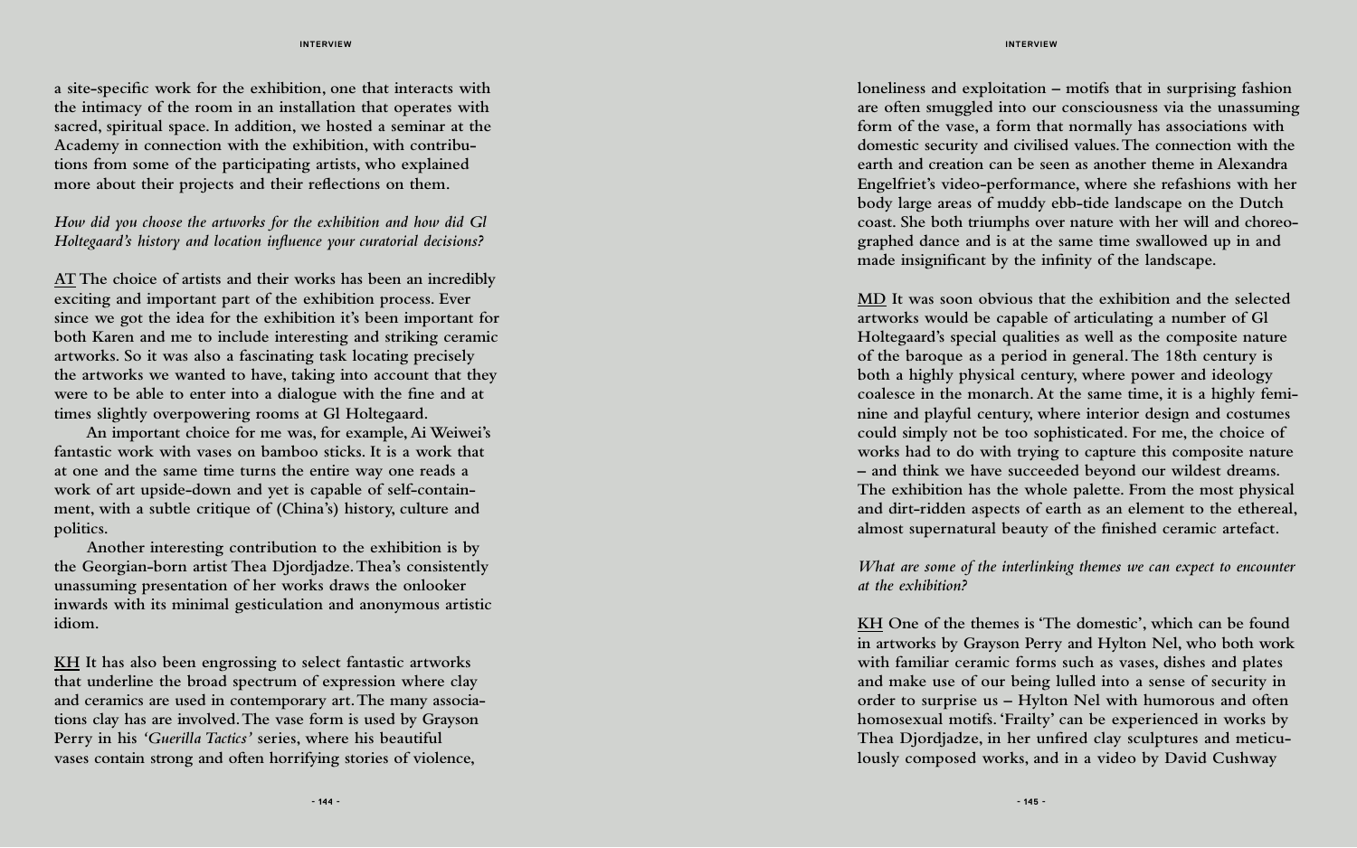a site-specific work for the exhibition, one that interacts with the intimacy of the room in an installation that operates with sacred, spiritual space. In addition, we hosted a seminar at the Academy in connection with the exhibition, with contributions from some of the participating artists, who explained more about their projects and their reflections on them.

*How did you choose the artworks for the exhibition and how did Gl Holtegaard's history and location influence your curatorial decisions?*

AT The choice of artists and their works has been an incredibly exciting and important part of the exhibition process. Ever since we got the idea for the exhibition it's been important for both Karen and me to include interesting and striking ceramic artworks. So it was also a fascinating task locating precisely the artworks we wanted to have, taking into account that they were to be able to enter into a dialogue with the fine and at times slightly overpowering rooms at Gl Holtegaard.

An important choice for me was, for example, Ai Weiwei's fantastic work with vases on bamboo sticks. It is a work that at one and the same time turns the entire way one reads a work of art upside-down and yet is capable of self-containment, with a subtle critique of (China's) history, culture and politics.

Another interesting contribution to the exhibition is by the Georgian-born artist Thea Djordjadze. Thea's consistently unassuming presentation of her works draws the onlooker inwards with its minimal gesticulation and anonymous artistic idiom.

KH It has also been engrossing to select fantastic artworks that underline the broad spectrum of expression where clay and ceramics are used in contemporary art. The many associations clay has are involved. The vase form is used by Grayson Perry in his *'Guerilla Tactics'* series, where his beautiful vases contain strong and often horrifying stories of violence, loneliness and exploitation – motifs that in surprising fashion are often smuggled into our consciousness via the unassuming form of the vase, a form that normally has associations with domestic security and civilised values. The connection with the earth and creation can be seen as another theme in Alexandra Engelfriet's video-performance, where she refashions with her body large areas of muddy ebb-tide landscape on the Dutch coast. She both triumphs over nature with her will and choreographed dance and is at the same time swallowed up in and made insignificant by the infinity of the landscape.

MD It was soon obvious that the exhibition and the selected artworks would be capable of articulating a number of Gl Holtegaard's special qualities as well as the composite nature of the baroque as a period in general. The 18th century is both a highly physical century, where power and ideology coalesce in the monarch. At the same time, it is a highly feminine and playful century, where interior design and costumes could simply not be too sophisticated. For me, the choice of works had to do with trying to capture this composite nature – and think we have succeeded beyond our wildest dreams. The exhibition has the whole palette. From the most physical and dirt-ridden aspects of earth as an element to the ethereal, almost supernatural beauty of the finished ceramic artefact.

*What are some of the interlinking themes we can expect to encounter at the exhibition?*

KH One of the themes is 'The domestic', which can be found in artworks by Grayson Perry and Hylton Nel, who both work with familiar ceramic forms such as vases, dishes and plates and make use of our being lulled into a sense of security in order to surprise us – Hylton Nel with humorous and often homosexual motifs. 'Frailty' can be experienced in works by Thea Djordjadze, in her unfired clay sculptures and meticulously composed works, and in a video by David Cushway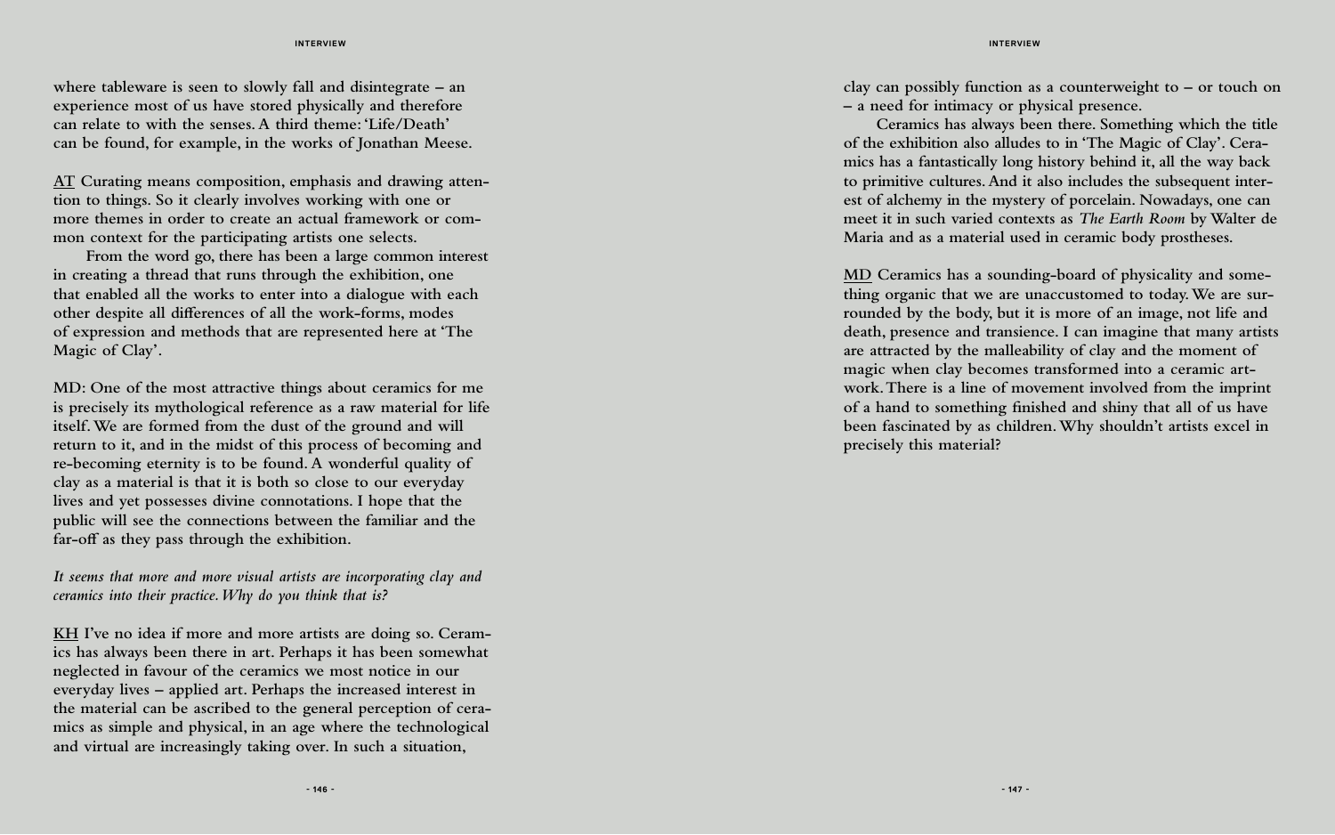where tableware is seen to slowly fall and disintegrate – an experience most of us have stored physically and therefore can relate to with the senses. A third theme: 'Life/Death' can be found, for example, in the works of Jonathan Meese.

**AT** Curating means composition, emphasis and drawing attention to things. So it clearly involves working with one or more themes in order to create an actual framework or common context for the participating artists one selects.

From the word go, there has been a large common interest in creating a thread that runs through the exhibition, one that enabled all the works to enter into a dialogue with each other despite all differences of all the work-forms, modes of expression and methods that are represented here at 'The Magic of Clay'.

MD: One of the most attractive things about ceramics for me is precisely its mythological reference as a raw material for life itself. We are formed from the dust of the ground and will return to it, and in the midst of this process of becoming and re-becoming eternity is to be found. A wonderful quality of clay as a material is that it is both so close to our everyday lives and yet possesses divine connotations. I hope that the public will see the connections between the familiar and the far-off as they pass through the exhibition.

*It seems that more and more visual artists are incorporating clay and ceramics into their practice. Why do you think that is?*

**KH** I've no idea if more and more artists are doing so. Ceramics has always been there in art. Perhaps it has been somewhat neglected in favour of the ceramics we most notice in our everyday lives – applied art. Perhaps the increased interest in the material can be ascribed to the general perception of ceramics as simple and physical, in an age where the technological and virtual are increasingly taking over. In such a situation, clay can possibly function as a counterweight to – or touch on – a need for intimacy or physical presence.

Ceramics has always been there. Something which the title of the exhibition also alludes to in 'The Magic of Clay'. Ceramics has a fantastically long history behind it, all the way back to primitive cultures. And it also includes the subsequent interest of alchemy in the mystery of porcelain. Nowadays, one can meet it in such varied contexts as *The Earth Room* by Walter de Maria and as a material used in ceramic body prostheses.

**MD** Ceramics has a sounding-board of physicality and something organic that we are unaccustomed to today. We are surrounded by the body, but it is more of an image, not life and death, presence and transience. I can imagine that many artists are attracted by the malleability of clay and the moment of magic when clay becomes transformed into a ceramic artwork. There is a line of movement involved from the imprint of a hand to something finished and shiny that all of us have been fascinated by as children. Why shouldn't artists excel in precisely this material?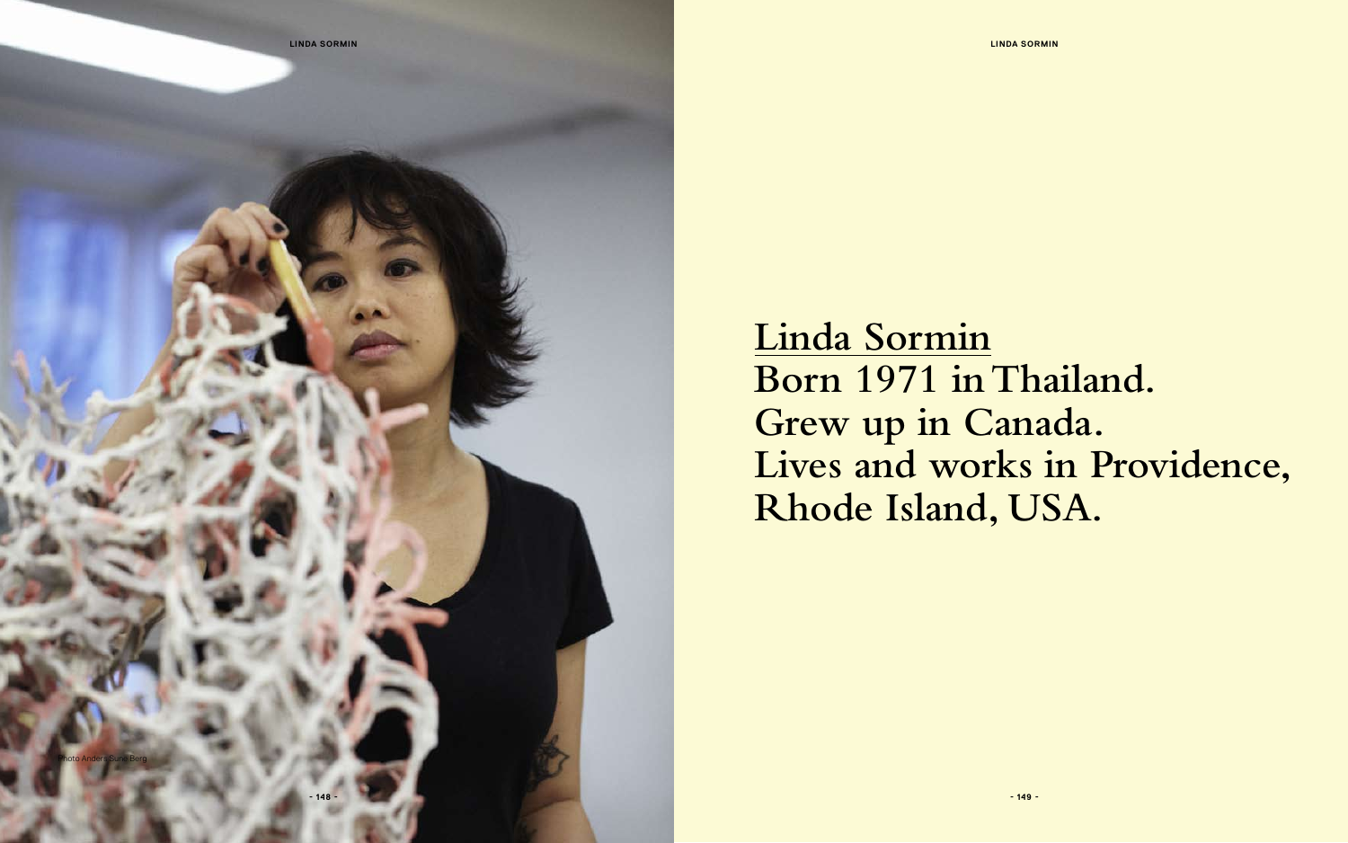Photo Anders Sune Berg

# Linda Sormin

**Born 1971 in Thailand.**
**Grew up in Canada.**
**Lives and works in Providence, Rhode Island, USA.**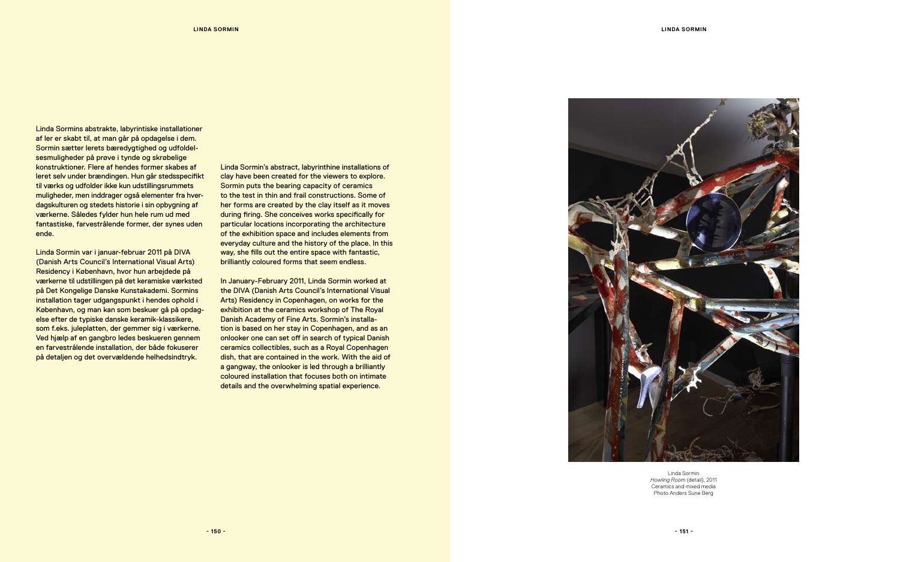Linda Sormins abstrakte, labyrintiske installationer af ler er skabt til, at man går på opdagelse i dem. Sormin sætter lerets bæredygtighed og udfoldelsesmuligheder på prøve i tynde og skrøbelige konstruktioner. Flere af hendes former skabes af leret selv under brændingen. Hun går stedsspecifikt til værks og udfolder ikke kun udstillingsrummets muligheder, men inddrager også elementer fra hverdagskulturen og stedets historie i sin opbygning af værkerne. Således fylder hun hele rum ud med fantastiske, farvestrålende former, der synes uden ende.

Linda Sormin var i januar-februar 2011 på DIVA (Danish Arts Council's International Visual Arts) Residency i København, hvor hun arbejdede på værkerne til udstillingen på det keramiske værksted på Det Kongelige Danske Kunstakademi. Sormins installation tager udgangspunkt i hendes ophold i København, og man kan som beskuer gå på opdagelse efter de typiske danske keramik-klassikere, som f.eks. juleplatten, der gemmer sig i værkerne. Ved hjælp af en gangbro ledes beskueren gennem en farvestrålende installation, der både fokuserer på detaljen og det overvældende helhedsindtryk.

Linda Sormin's abstract, labyrinthine installations of clay have been created for the viewers to explore. Sormin puts the bearing capacity of ceramics to the test in thin and frail constructions. Some of her forms are created by the clay itself as it moves during firing. She conceives works specifically for particular locations incorporating the architecture of the exhibition space and includes elements from everyday culture and the history of the place. In this way, she fills out the entire space with fantastic, brilliantly coloured forms that seem endless.

In January-February 2011, Linda Sormin worked at the DIVA (Danish Arts Council's International Visual Arts) Residency in Copenhagen, on works for the exhibition at the ceramics workshop of The Royal Danish Academy of Fine Arts. Sormin's installation is based on her stay in Copenhagen, and as an onlooker one can set off in search of typical Danish ceramics collectibles, such as a Royal Copenhagen dish, that are contained in the work. With the aid of a gangway, the onlooker is led through a brilliantly coloured installation that focuses both on intimate details and the overwhelming spatial experience.

Linda Sormin
*Howling Room* (detail), 2011
Ceramics and mixed media
Photo Anders Sune Berg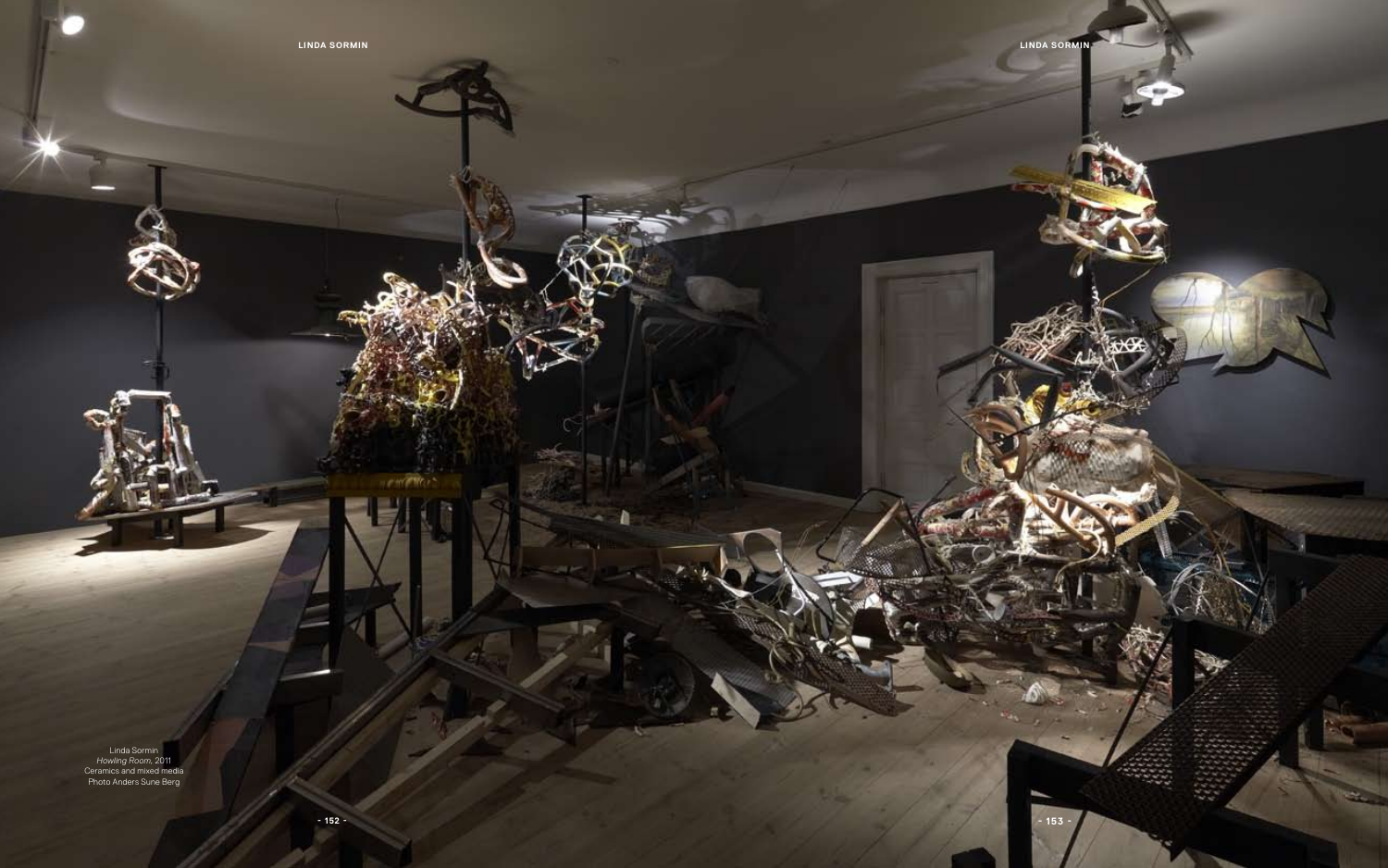Linda Sormin
*Howling Room*, 2011
Ceramics and mixed media
Photo Anders Sune Berg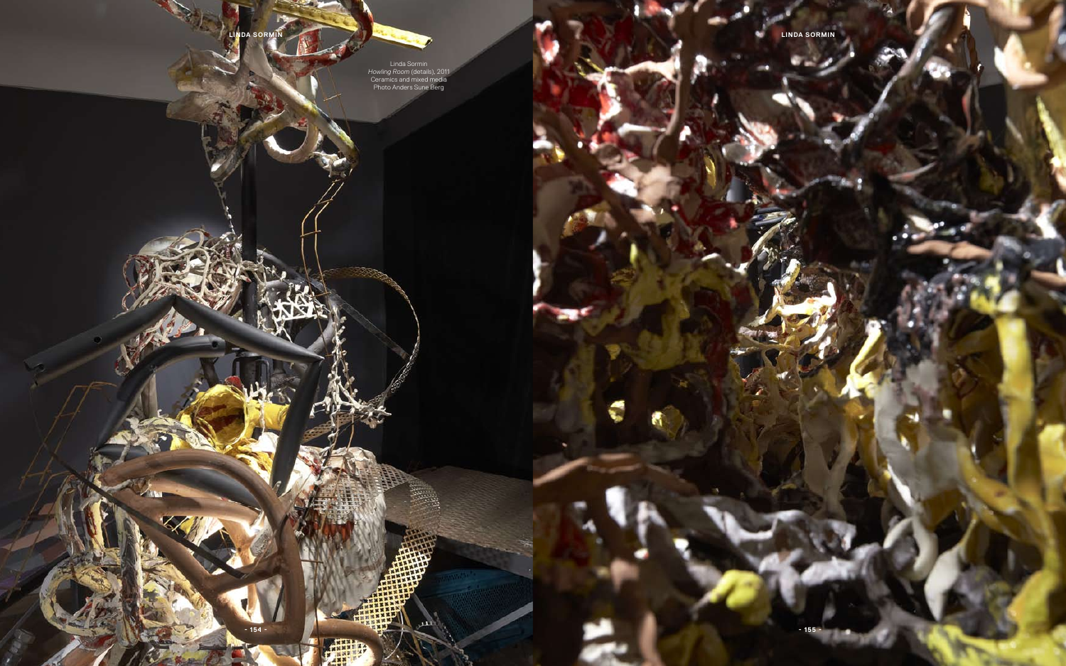Linda Sormin
*Howling Room* (details), 2011
Ceramics and mixed media
Photo Anders Sune Berg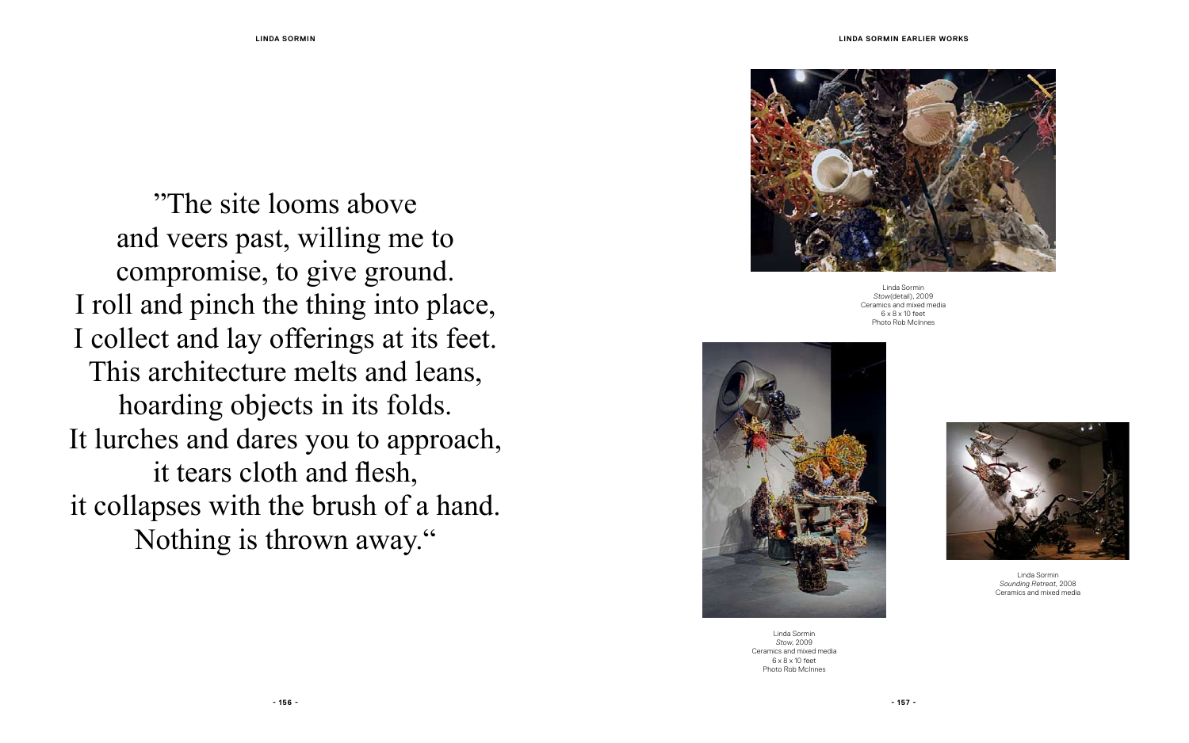"The site looms above
and veers past, willing me to
compromise, to give ground.
I roll and pinch the thing into place,
I collect and lay offerings at its feet.
This architecture melts and leans,
hoarding objects in its folds.
It lurches and dares you to approach,
it tears cloth and flesh,
it collapses with the brush of a hand.
Nothing is thrown away."

Linda Sormin
*Stow*(detail), 2009
Ceramics and mixed media
6 x 8 x 10 feet
Photo Rob McInnes

Linda Sormin
*Stow*, 2009
Ceramics and mixed media
6 x 8 x 10 feet
Photo Rob McInnes

Linda Sormin
*Sounding Retreat*, 2008
Ceramics and mixed media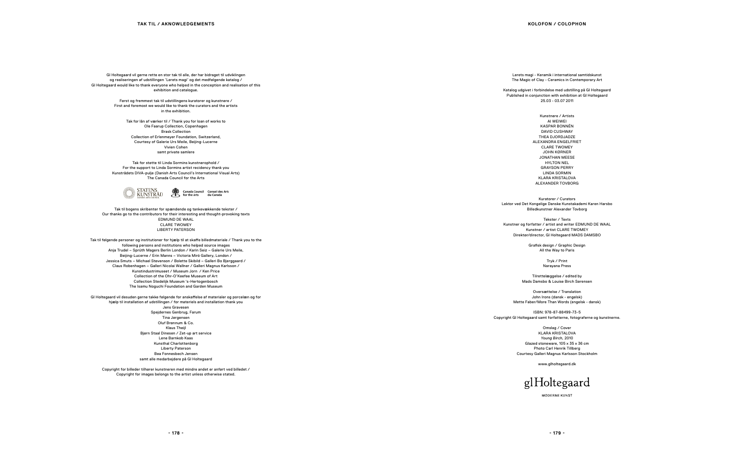## TAK TIL / AKNOWLEDGEMENTS

Gl Holtegaard vil gerne rette en stor tak til alle, der har bidraget til udviklingen og realiseringen af udstillingen 'Lerets magi' og det medfølgende katalog / Gl Holtegaard would like to thank everyone who helped in the conception and realisation of this exhibition and catalogue.

Først og fremmest tak til udstillingens kuratorer og kunstnere / First and foremost we would like to thank the curators and the artists in the exhibition.

Tak for lån af værker til / Thank you for loan of works to
Ole Faarup Collection, Copenhagen
Brask Collection
Collection of Erlenmeyer Foundation, Switzerland,
Courtesy of Galerie Urs Meile, Beijing-Lucerne
Vivien Cohen
samt private samlere

Tak for støtte til Linda Sormins kunstnerophold / For the support to Linda Sormins artist recidency thank you
Kunstrådets DIVA-pulje (Danish Arts Council's International Visual Arts)
The Canada Council for the Arts

STATENS KUNSTRÅD DANISH ARTS COUNCIL
Canada Council for the Arts / Conseil des Arts du Canada

Tak til bogens skribenter for spændende og tankevækkende tekster / Our thanks go to the contributors for their interesting and thought-provoking texts
EDMUND DE WAAL
CLARE TWOMEY
LIBERTY PATERSON

Tak til følgende personer og institutioner for hjælp til at skaffe billedmateriale / Thank you to the following persons and institutions who helped source images
Anja Trudel – Sprüth Magers Berlin London / Karin Seiz – Galerie Urs Meile, Beijing-Lucerne / Erin Manns – Victoria Miró Gallery, London / Jessica Smuts – Michael Stevenson / Bolette Skibild – Galleri Bo Bjerggaard / Claus Robenhagen – Galleri Nicolai Wallner / Galleri Magnus Karlsson / Kunstindustrimuseet / Museum Jorn / Ken Price
Collection of the Ohr-O'Keefee Museum of Art
Collection Stedelijk Museum 's-Hertogenbosch
The Isamu Noguchi Foundation and Garden Museum

Gl Holtegaard vil desuden gerne takke følgende for anskaffelse af materialer og porcelæn og for hjælp til installation af udstillingen / for materiels and installation thank you
Jens Gravesen
Spejdernes Genbrug, Farum
Tina Jørgensen
Oluf Brønnum & Co.
Klaus Theijl
Bjørn Staal Dinesen / Zet-up art service
Lene Barnkob Kaas
Kunsthal Charlottenborg
Liberty Paterson
Bea Fonnesbech Jensen
samt alle medarbejdere på Gl Holtegaard

Copyright for billeder tilhører kunstneren med mindre andet er anført ved billedet / Copyright for images belongs to the artist unless otherwise stated.

## KOLOFON / COLOPHON

Lerets magi - Keramik i international samtidskunst
The Magic of Clay - Ceramics in Contemporary Art

Katalog udgivet i forbindelse med udstilling på Gl Holtegaard
Published in conjunction with exhibition at Gl Holtegaard
25.03 - 03.07 2011

Kunstnere / Artists
AI WEIWEI
KASPAR BONNÉN
DAVID CUSHWAY
THEA DJORDJADZE
ALEXANDRA ENGELFRIET
CLARE TWOMEY
JOHN KØRNER
JONATHAN MEESE
HYLTON NEL
GRAYSON PERRY
LINDA SORMIN
KLARA KRISTALOVA
ALEXANDER TOVBORG

Kuratorer / Curators
Lektor ved Det Kongelige Danske Kunstakademi Karen Harsbo
Billedkunstner Alexander Tovborg

Tekster / Texts
Kunstner og forfatter / artist and writer EDMUND DE WAAL
Kunstner / artist CLARE TWOMEY
Direktør/director, Gl Holtegaard MADS DAMSBO

Grafisk design / Graphic Design
All the Way to Paris

Tryk / Print
Narayana Press

Tilrettelæggelse / edited by
Mads Damsbo & Louise Birch Sørensen

Oversættelse / Translation
John Irons (dansk - engelsk)
Mette Faber/More Than Words (engelsk - dansk)

ISBN: 978-87-88499-73-5
Copyright Gl Holtegaard samt forfatterne, fotograferne og kunstnerne.

Omslag / Cover
KLARA KRISTALOVA
*Young Birch*, 2010
Glazed stoneware, 105 x 35 x 36 cm
Photo Carl Henrik Tillberg
Courtesy Galleri Magnus Karlsson Stockholm

www.glholtegaard.dk

gl Holtegaard
MODERNE KUNST